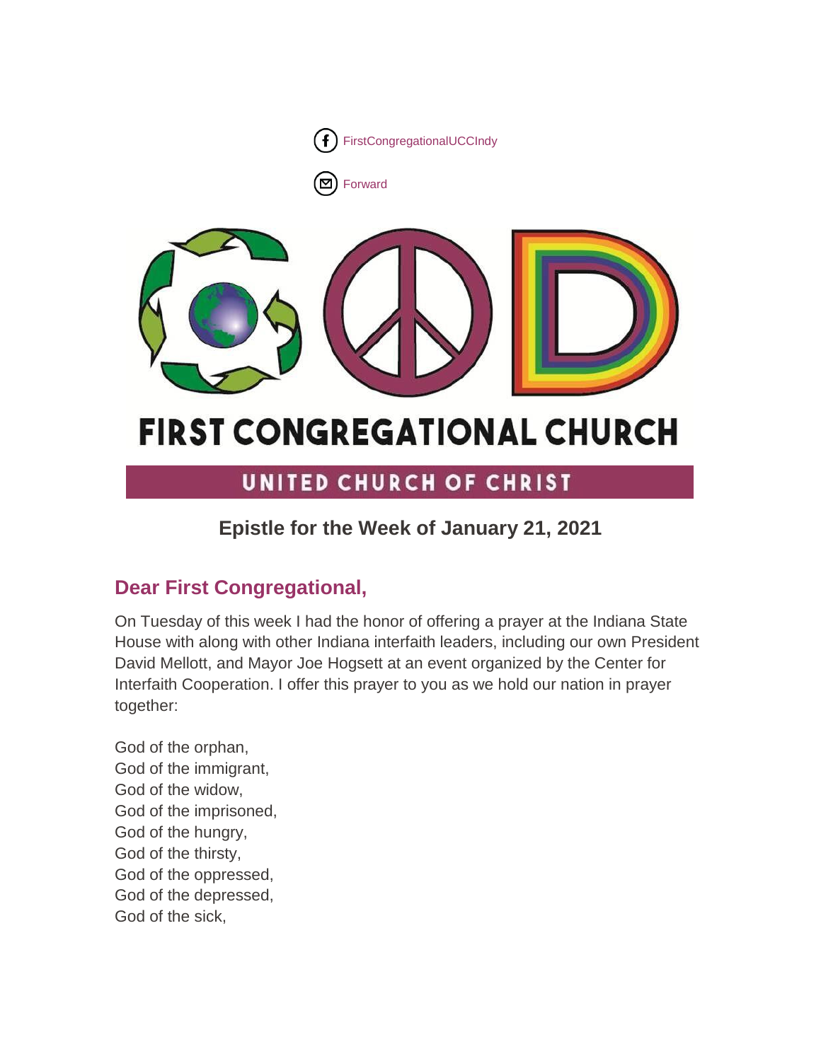FirstCongregationalUCCIndy

Forward

# FIRST CONGREGATIONAL CHURCH

UNITED CHURCH OF CHRIST

## Epistle for the Week of January 21, 2021

### Dear First Congregational,

On Tuesday of this week I had the honor of offering a prayer at the Indiana State House with along with other Indiana interfaith leaders, including our own President David Mellott, and Mayor Joe Hogsett at an event organized by the Center for Interfaith Cooperation. I offer this prayer to you as we hold our nation in prayer together:

God of the orphan,
God of the immigrant,
God of the widow,
God of the imprisoned,
God of the hungry,
God of the thirsty,
God of the oppressed,
God of the depressed,
God of the sick,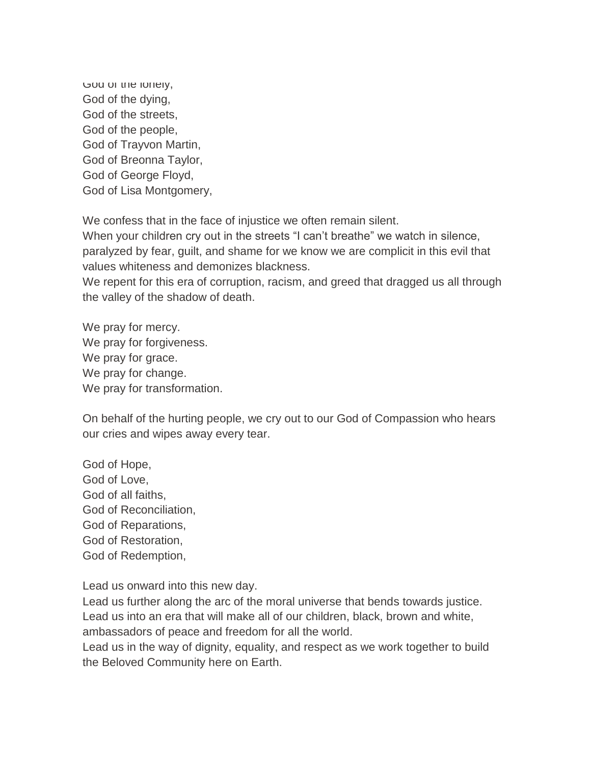God of the lonely,
God of the dying,
God of the streets,
God of the people,
God of Trayvon Martin,
God of Breonna Taylor,
God of George Floyd,
God of Lisa Montgomery,

We confess that in the face of injustice we often remain silent.
When your children cry out in the streets "I can't breathe" we watch in silence, paralyzed by fear, guilt, and shame for we know we are complicit in this evil that values whiteness and demonizes blackness.
We repent for this era of corruption, racism, and greed that dragged us all through the valley of the shadow of death.

We pray for mercy.
We pray for forgiveness.
We pray for grace.
We pray for change.
We pray for transformation.

On behalf of the hurting people, we cry out to our God of Compassion who hears our cries and wipes away every tear.

God of Hope,
God of Love,
God of all faiths,
God of Reconciliation,
God of Reparations,
God of Restoration,
God of Redemption,

Lead us onward into this new day.
Lead us further along the arc of the moral universe that bends towards justice.
Lead us into an era that will make all of our children, black, brown and white, ambassadors of peace and freedom for all the world.
Lead us in the way of dignity, equality, and respect as we work together to build the Beloved Community here on Earth.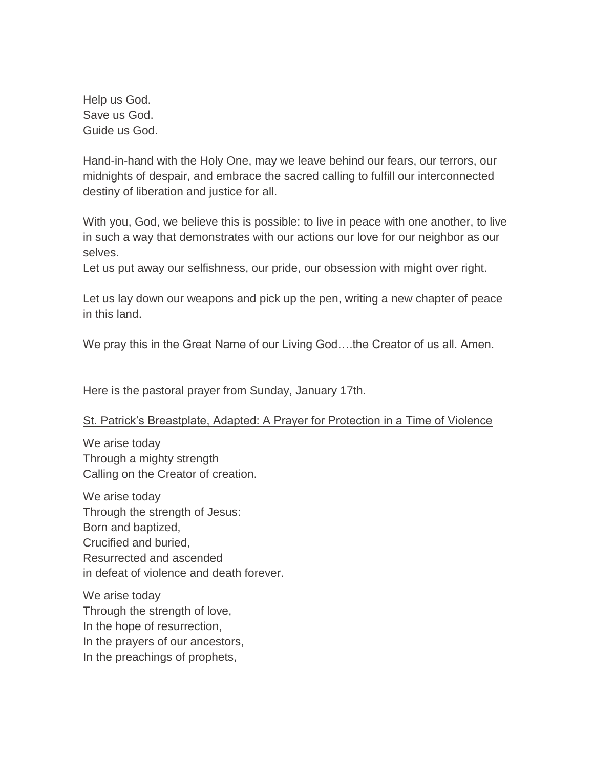Help us God.
Save us God.
Guide us God.

Hand-in-hand with the Holy One, may we leave behind our fears, our terrors, our midnights of despair, and embrace the sacred calling to fulfill our interconnected destiny of liberation and justice for all.

With you, God, we believe this is possible: to live in peace with one another, to live in such a way that demonstrates with our actions our love for our neighbor as our selves.
Let us put away our selfishness, our pride, our obsession with might over right.

Let us lay down our weapons and pick up the pen, writing a new chapter of peace in this land.

We pray this in the Great Name of our Living God….the Creator of us all. Amen.

Here is the pastoral prayer from Sunday, January 17th.

St. Patrick's Breastplate, Adapted: A Prayer for Protection in a Time of Violence

We arise today
Through a mighty strength
Calling on the Creator of creation.

We arise today
Through the strength of Jesus:
Born and baptized,
Crucified and buried,
Resurrected and ascended
in defeat of violence and death forever.

We arise today
Through the strength of love,
In the hope of resurrection,
In the prayers of our ancestors,
In the preachings of prophets,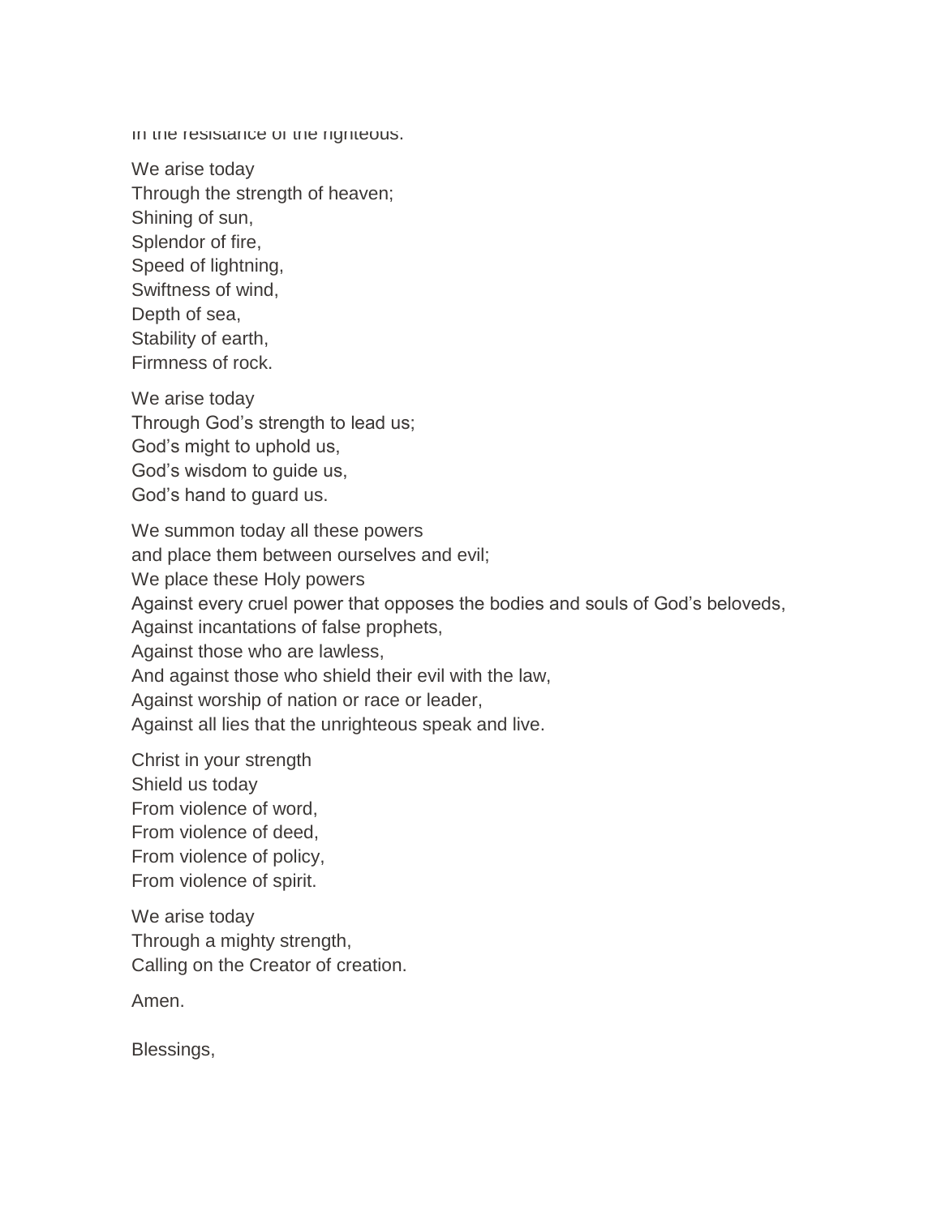In the resistance of the righteous.

We arise today  
Through the strength of heaven;  
Shining of sun,  
Splendor of fire,  
Speed of lightning,  
Swiftness of wind,  
Depth of sea,  
Stability of earth,  
Firmness of rock.

We arise today  
Through God’s strength to lead us;  
God’s might to uphold us,  
God’s wisdom to guide us,  
God’s hand to guard us.

We summon today all these powers  
and place them between ourselves and evil;  
We place these Holy powers  
Against every cruel power that opposes the bodies and souls of God’s beloveds,  
Against incantations of false prophets,  
Against those who are lawless,  
And against those who shield their evil with the law,  
Against worship of nation or race or leader,  
Against all lies that the unrighteous speak and live.

Christ in your strength  
Shield us today  
From violence of word,  
From violence of deed,  
From violence of policy,  
From violence of spirit.

We arise today  
Through a mighty strength,  
Calling on the Creator of creation.

Amen.

Blessings,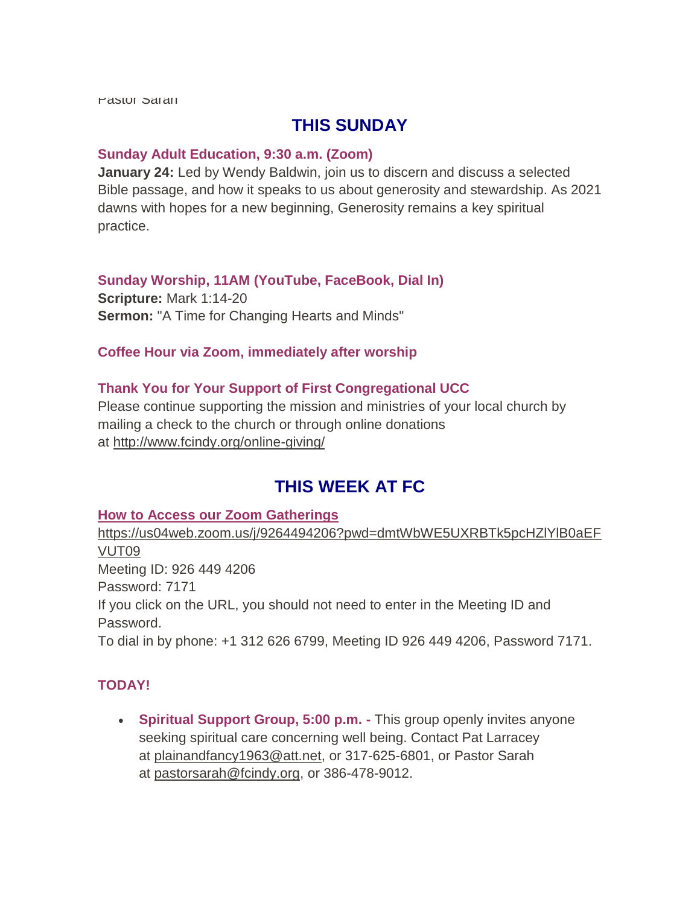Pastor Sarah

## THIS SUNDAY

**Sunday Adult Education, 9:30 a.m. (Zoom)**
**January 24:** Led by Wendy Baldwin, join us to discern and discuss a selected Bible passage, and how it speaks to us about generosity and stewardship. As 2021 dawns with hopes for a new beginning, Generosity remains a key spiritual practice.

**Sunday Worship, 11AM (YouTube, FaceBook, Dial In)**
**Scripture:** Mark 1:14-20
**Sermon:** "A Time for Changing Hearts and Minds"

**Coffee Hour via Zoom, immediately after worship**

**Thank You for Your Support of First Congregational UCC**
Please continue supporting the mission and ministries of your local church by mailing a check to the church or through online donations at http://www.fcindy.org/online-giving/

## THIS WEEK AT FC

**How to Access our Zoom Gatherings**
https://us04web.zoom.us/j/9264494206?pwd=dmtWbWE5UXRBTk5pcHZlYlB0aEFVUT09
Meeting ID: 926 449 4206
Password: 7171
If you click on the URL, you should not need to enter in the Meeting ID and Password.
To dial in by phone: +1 312 626 6799, Meeting ID 926 449 4206, Password 7171.

**TODAY!**

- **Spiritual Support Group, 5:00 p.m. -** This group openly invites anyone seeking spiritual care concerning well being. Contact Pat Larracey at plainandfancy1963@att.net, or 317-625-6801, or Pastor Sarah at pastorsarah@fcindy.org, or 386-478-9012.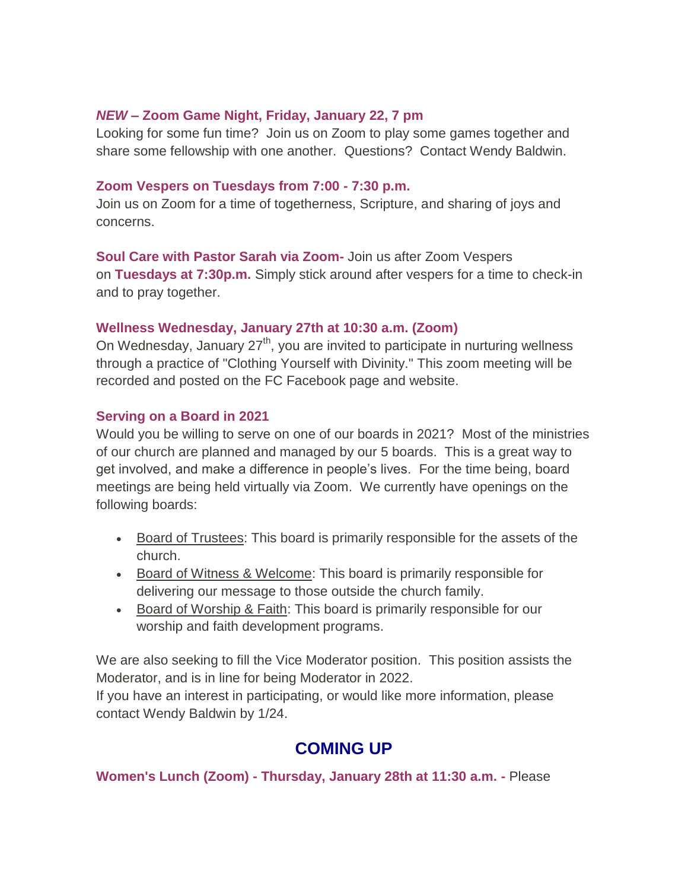***NEW* – Zoom Game Night, Friday, January 22, 7 pm**

Looking for some fun time? Join us on Zoom to play some games together and share some fellowship with one another. Questions? Contact Wendy Baldwin.

**Zoom Vespers on Tuesdays from 7:00 - 7:30 p.m.**

Join us on Zoom for a time of togetherness, Scripture, and sharing of joys and concerns.

**Soul Care with Pastor Sarah via Zoom-** Join us after Zoom Vespers on **Tuesdays at 7:30p.m.** Simply stick around after vespers for a time to check-in and to pray together.

**Wellness Wednesday, January 27th at 10:30 a.m. (Zoom)**

On Wednesday, January 27th, you are invited to participate in nurturing wellness through a practice of "Clothing Yourself with Divinity." This zoom meeting will be recorded and posted on the FC Facebook page and website.

**Serving on a Board in 2021**

Would you be willing to serve on one of our boards in 2021? Most of the ministries of our church are planned and managed by our 5 boards. This is a great way to get involved, and make a difference in people's lives. For the time being, board meetings are being held virtually via Zoom. We currently have openings on the following boards:

- Board of Trustees: This board is primarily responsible for the assets of the church.
- Board of Witness & Welcome: This board is primarily responsible for delivering our message to those outside the church family.
- Board of Worship & Faith: This board is primarily responsible for our worship and faith development programs.

We are also seeking to fill the Vice Moderator position. This position assists the Moderator, and is in line for being Moderator in 2022.
If you have an interest in participating, or would like more information, please contact Wendy Baldwin by 1/24.

## COMING UP

**Women's Lunch (Zoom) - Thursday, January 28th at 11:30 a.m. -** Please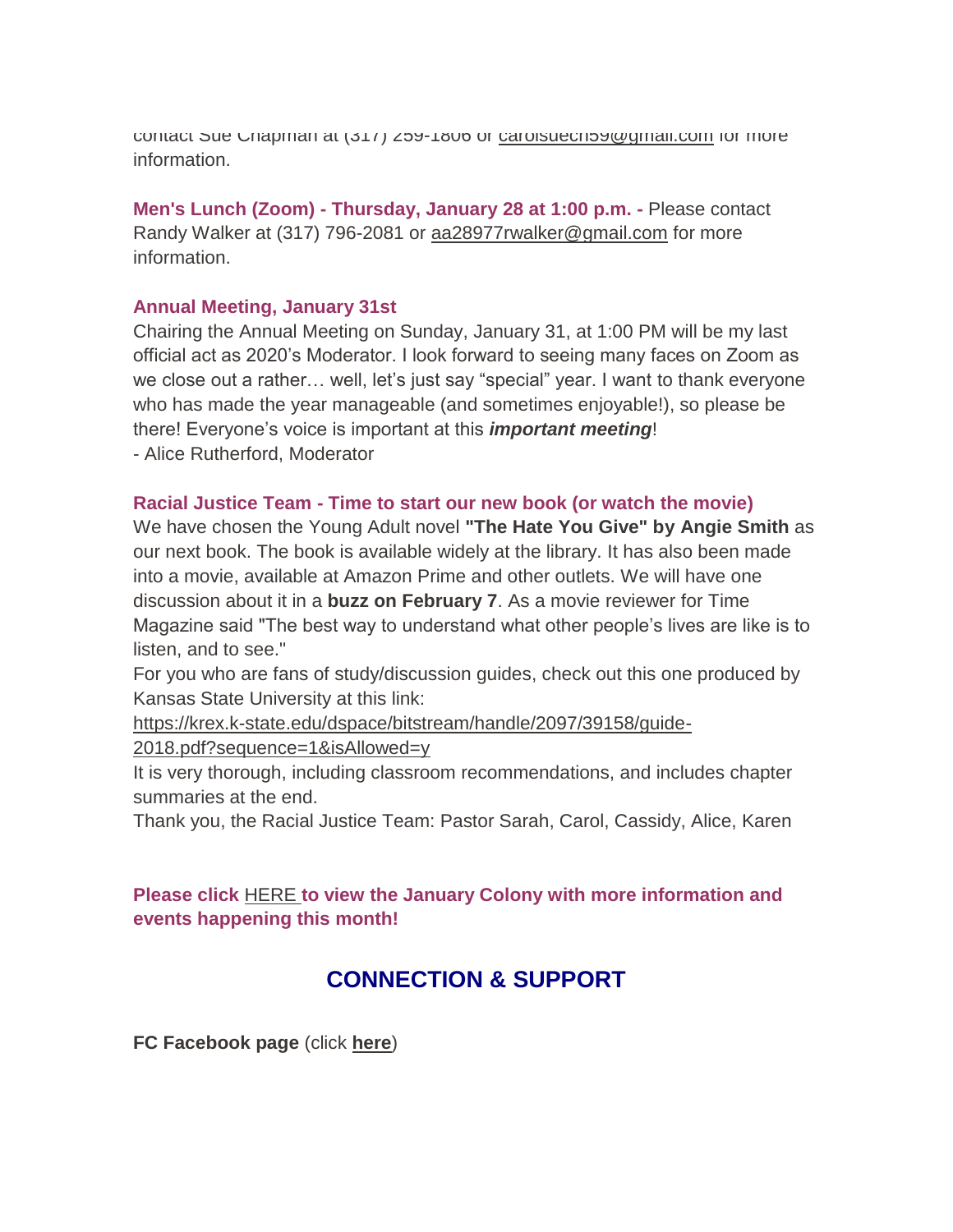contact Sue Chapman at (317) 259-1806 or carolsuech59@gmail.com for more information.

**Men's Lunch (Zoom) - Thursday, January 28 at 1:00 p.m. -** Please contact Randy Walker at (317) 796-2081 or aa28977rwalker@gmail.com for more information.

**Annual Meeting, January 31st**

Chairing the Annual Meeting on Sunday, January 31, at 1:00 PM will be my last official act as 2020's Moderator. I look forward to seeing many faces on Zoom as we close out a rather… well, let's just say "special" year. I want to thank everyone who has made the year manageable (and sometimes enjoyable!), so please be there! Everyone's voice is important at this ***important meeting***!

- Alice Rutherford, Moderator

**Racial Justice Team - Time to start our new book (or watch the movie)**

We have chosen the Young Adult novel **"The Hate You Give" by Angie Smith** as our next book. The book is available widely at the library. It has also been made into a movie, available at Amazon Prime and other outlets. We will have one discussion about it in a **buzz on February 7**. As a movie reviewer for Time Magazine said "The best way to understand what other people's lives are like is to listen, and to see."

For you who are fans of study/discussion guides, check out this one produced by Kansas State University at this link:

https://krex.k-state.edu/dspace/bitstream/handle/2097/39158/guide-2018.pdf?sequence=1&isAllowed=y

It is very thorough, including classroom recommendations, and includes chapter summaries at the end.

Thank you, the Racial Justice Team: Pastor Sarah, Carol, Cassidy, Alice, Karen

**Please click HERE to view the January Colony with more information and events happening this month!**

## CONNECTION & SUPPORT

**FC Facebook page** (click **here**)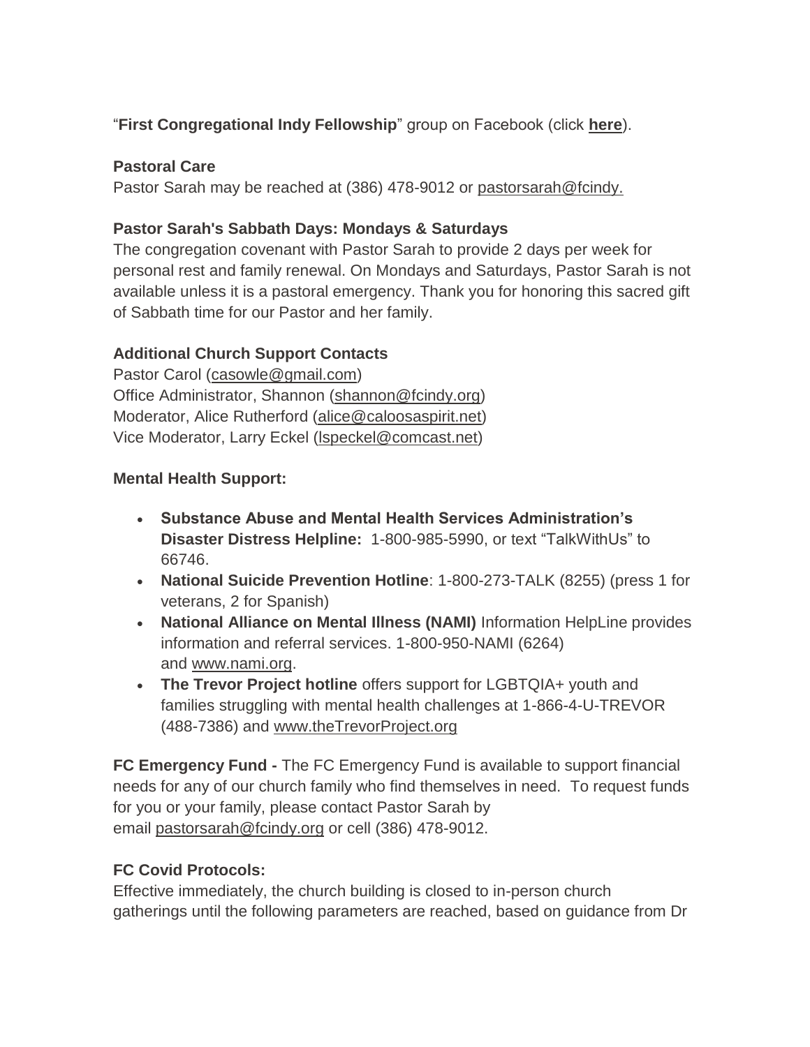"**First Congregational Indy Fellowship**" group on Facebook (click **here**).

**Pastoral Care**
Pastor Sarah may be reached at (386) 478-9012 or pastorsarah@fcindy.

**Pastor Sarah's Sabbath Days: Mondays & Saturdays**
The congregation covenant with Pastor Sarah to provide 2 days per week for personal rest and family renewal. On Mondays and Saturdays, Pastor Sarah is not available unless it is a pastoral emergency. Thank you for honoring this sacred gift of Sabbath time for our Pastor and her family.

**Additional Church Support Contacts**
Pastor Carol (casowle@gmail.com)
Office Administrator, Shannon (shannon@fcindy.org)
Moderator, Alice Rutherford (alice@caloosaspirit.net)
Vice Moderator, Larry Eckel (lspeckel@comcast.net)

**Mental Health Support:**

- **Substance Abuse and Mental Health Services Administration's Disaster Distress Helpline:** 1-800-985-5990, or text "TalkWithUs" to 66746.
- **National Suicide Prevention Hotline**: 1-800-273-TALK (8255) (press 1 for veterans, 2 for Spanish)
- **National Alliance on Mental Illness (NAMI)** Information HelpLine provides information and referral services. 1-800-950-NAMI (6264) and www.nami.org.
- **The Trevor Project hotline** offers support for LGBTQIA+ youth and families struggling with mental health challenges at 1-866-4-U-TREVOR (488-7386) and www.theTrevorProject.org

**FC Emergency Fund -** The FC Emergency Fund is available to support financial needs for any of our church family who find themselves in need. To request funds for you or your family, please contact Pastor Sarah by email pastorsarah@fcindy.org or cell (386) 478-9012.

**FC Covid Protocols:**
Effective immediately, the church building is closed to in-person church gatherings until the following parameters are reached, based on guidance from Dr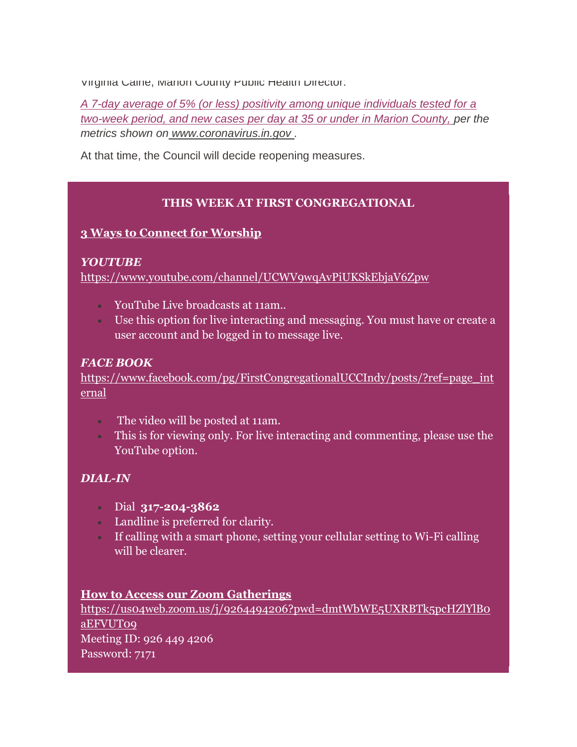Virginia Caine, Marion County Public Health Director:

*A 7-day average of 5% (or less) positivity among unique individuals tested for a two-week period, and new cases per day at 35 or under in Marion County, per the metrics shown on www.coronavirus.in.gov .*

At that time, the Council will decide reopening measures.

**THIS WEEK AT FIRST CONGREGATIONAL**

**3 Ways to Connect for Worship**

***YOUTUBE***
https://www.youtube.com/channel/UCWV9wqAvPiUKSkEbjaV6Zpw

- YouTube Live broadcasts at 11am..
- Use this option for live interacting and messaging. You must have or create a user account and be logged in to message live.

***FACE BOOK***
https://www.facebook.com/pg/FirstCongregationalUCCIndy/posts/?ref=page_internal

- The video will be posted at 11am.
- This is for viewing only. For live interacting and commenting, please use the YouTube option.

***DIAL-IN***

- Dial **317-204-3862**
- Landline is preferred for clarity.
- If calling with a smart phone, setting your cellular setting to Wi-Fi calling will be clearer.

**How to Access our Zoom Gatherings**
https://us04web.zoom.us/j/9264494206?pwd=dmtWbWE5UXRBTk5pcHZlYlB0aEFVUT09
Meeting ID: 926 449 4206
Password: 7171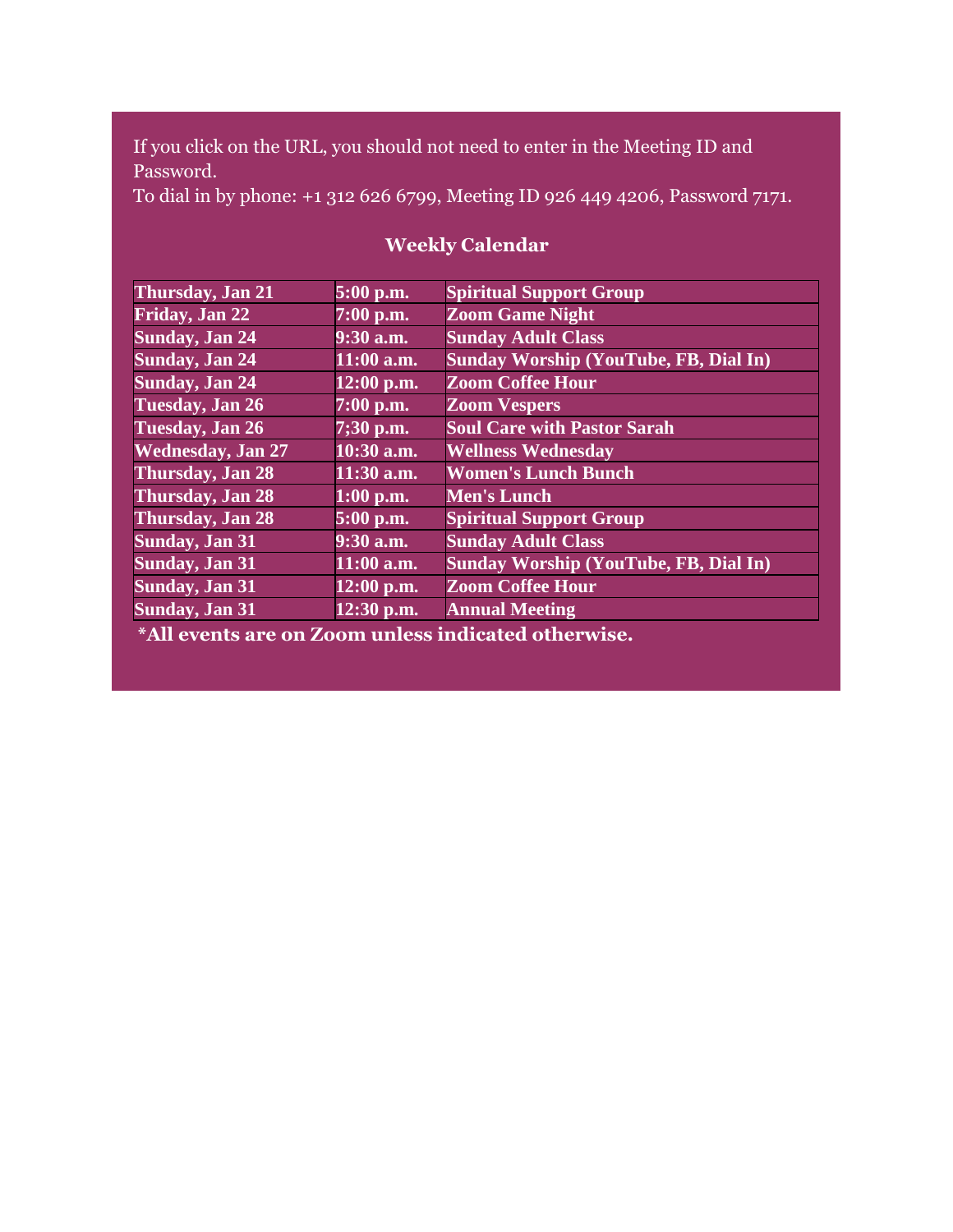If you click on the URL, you should not need to enter in the Meeting ID and Password.
To dial in by phone: +1 312 626 6799, Meeting ID 926 449 4206, Password 7171.

## Weekly Calendar

| | | |
|---|---|---|
| **Thursday, Jan 21** | **5:00 p.m.** | **Spiritual Support Group** |
| **Friday, Jan 22** | **7:00 p.m.** | **Zoom Game Night** |
| **Sunday, Jan 24** | **9:30 a.m.** | **Sunday Adult Class** |
| **Sunday, Jan 24** | **11:00 a.m.** | **Sunday Worship (YouTube, FB, Dial In)** |
| **Sunday, Jan 24** | **12:00 p.m.** | **Zoom Coffee Hour** |
| **Tuesday, Jan 26** | **7:00 p.m.** | **Zoom Vespers** |
| **Tuesday, Jan 26** | **7;30 p.m.** | **Soul Care with Pastor Sarah** |
| **Wednesday, Jan 27** | **10:30 a.m.** | **Wellness Wednesday** |
| **Thursday, Jan 28** | **11:30 a.m.** | **Women's Lunch Bunch** |
| **Thursday, Jan 28** | **1:00 p.m.** | **Men's Lunch** |
| **Thursday, Jan 28** | **5:00 p.m.** | **Spiritual Support Group** |
| **Sunday, Jan 31** | **9:30 a.m.** | **Sunday Adult Class** |
| **Sunday, Jan 31** | **11:00 a.m.** | **Sunday Worship (YouTube, FB, Dial In)** |
| **Sunday, Jan 31** | **12:00 p.m.** | **Zoom Coffee Hour** |
| **Sunday, Jan 31** | **12:30 p.m.** | **Annual Meeting** |

**\*All events are on Zoom unless indicated otherwise.**